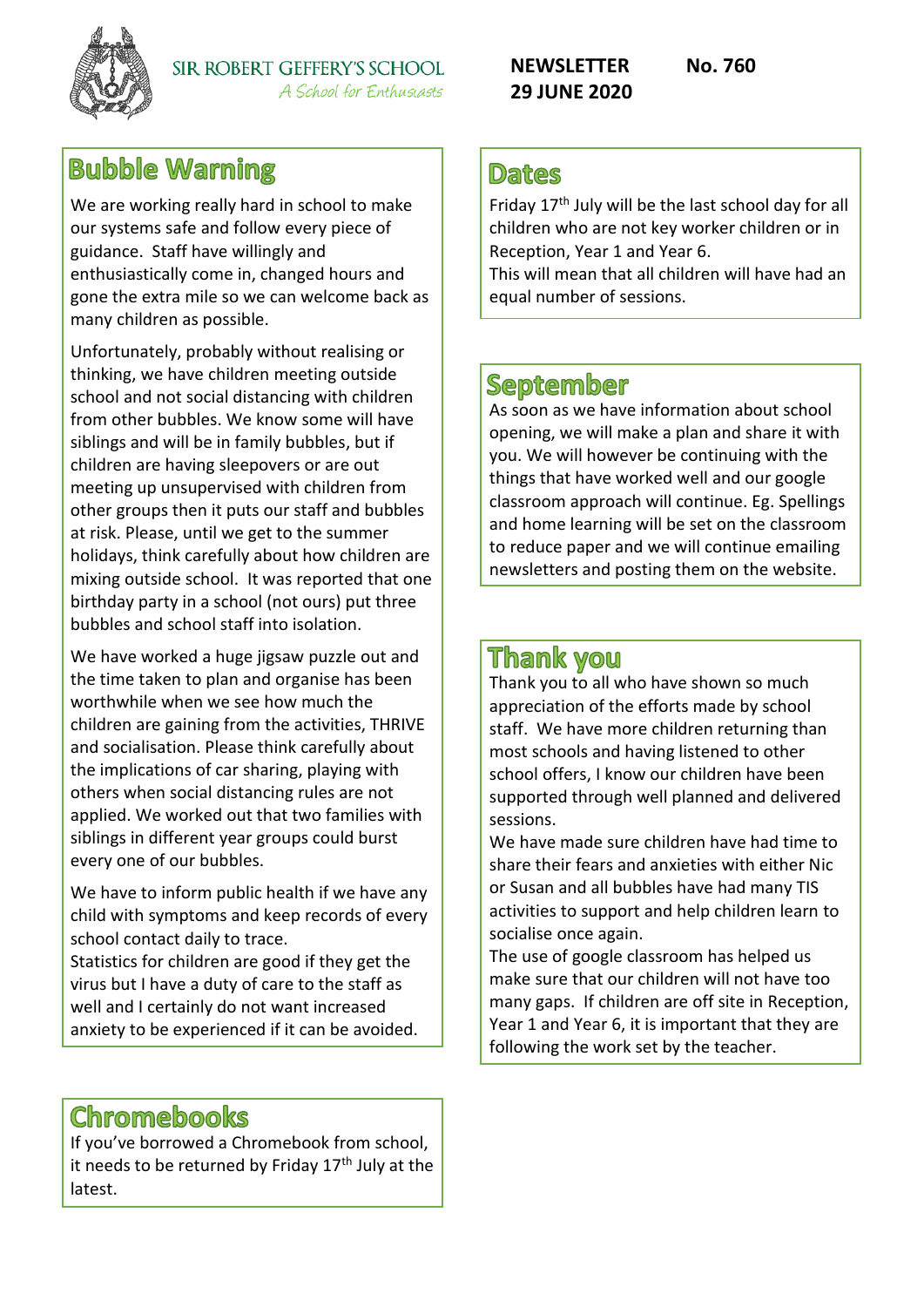SIR ROBERT GEFFERY'S SCHOOL
*A School for Enthusiasts*

**NEWSLETTER No. 760**
**29 JUNE 2020**

## Bubble Warning

We are working really hard in school to make our systems safe and follow every piece of guidance. Staff have willingly and enthusiastically come in, changed hours and gone the extra mile so we can welcome back as many children as possible.

Unfortunately, probably without realising or thinking, we have children meeting outside school and not social distancing with children from other bubbles. We know some will have siblings and will be in family bubbles, but if children are having sleepovers or are out meeting up unsupervised with children from other groups then it puts our staff and bubbles at risk. Please, until we get to the summer holidays, think carefully about how children are mixing outside school. It was reported that one birthday party in a school (not ours) put three bubbles and school staff into isolation.

We have worked a huge jigsaw puzzle out and the time taken to plan and organise has been worthwhile when we see how much the children are gaining from the activities, THRIVE and socialisation. Please think carefully about the implications of car sharing, playing with others when social distancing rules are not applied. We worked out that two families with siblings in different year groups could burst every one of our bubbles.

We have to inform public health if we have any child with symptoms and keep records of every school contact daily to trace.
Statistics for children are good if they get the virus but I have a duty of care to the staff as well and I certainly do not want increased anxiety to be experienced if it can be avoided.

## Chromebooks

If you've borrowed a Chromebook from school, it needs to be returned by Friday 17th July at the latest.

## Dates

Friday 17th July will be the last school day for all children who are not key worker children or in Reception, Year 1 and Year 6.
This will mean that all children will have had an equal number of sessions.

## September

As soon as we have information about school opening, we will make a plan and share it with you. We will however be continuing with the things that have worked well and our google classroom approach will continue. Eg. Spellings and home learning will be set on the classroom to reduce paper and we will continue emailing newsletters and posting them on the website.

## Thank you

Thank you to all who have shown so much appreciation of the efforts made by school staff. We have more children returning than most schools and having listened to other school offers, I know our children have been supported through well planned and delivered sessions.
We have made sure children have had time to share their fears and anxieties with either Nic or Susan and all bubbles have had many TIS activities to support and help children learn to socialise once again.
The use of google classroom has helped us make sure that our children will not have too many gaps. If children are off site in Reception, Year 1 and Year 6, it is important that they are following the work set by the teacher.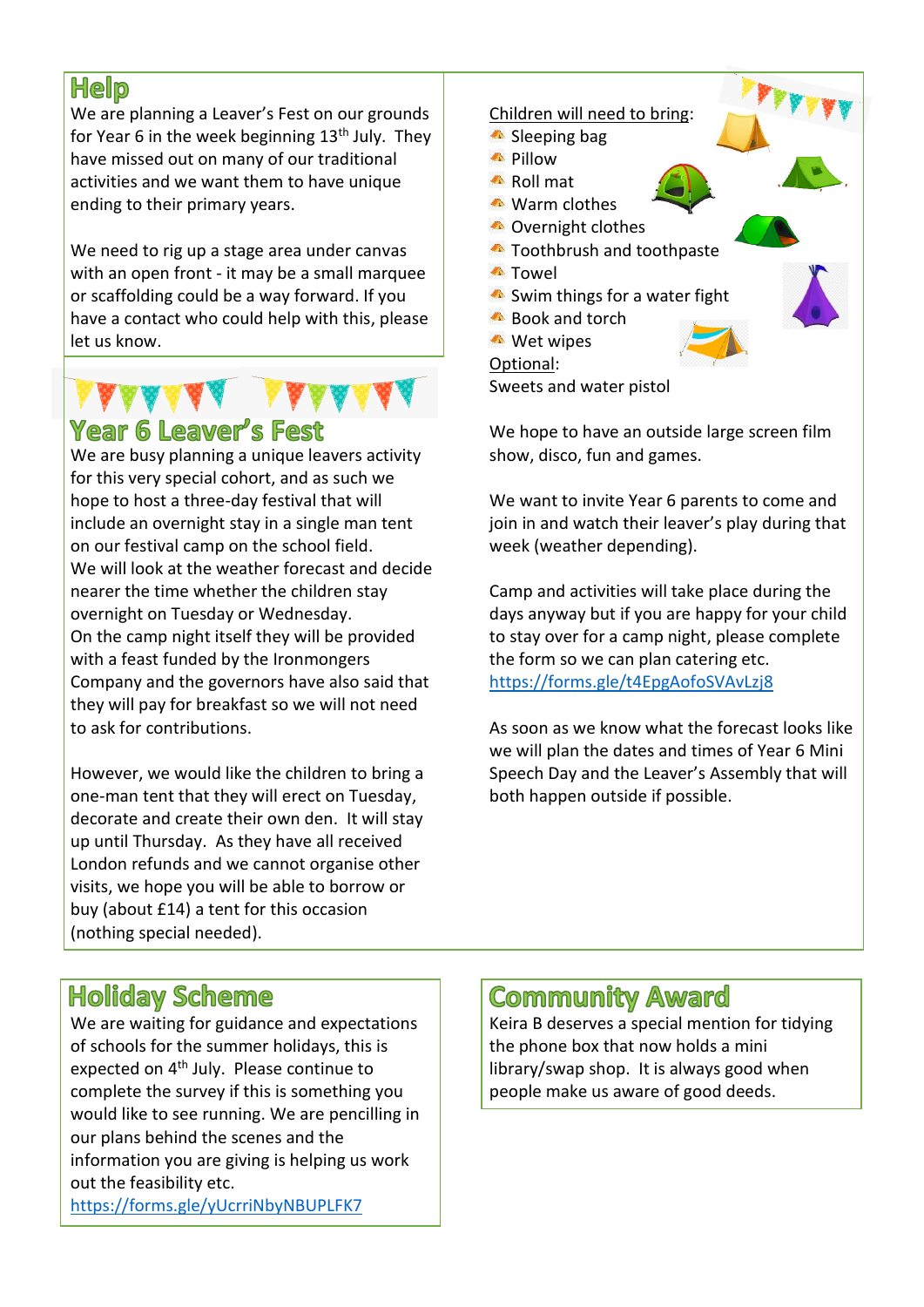## Help

We are planning a Leaver's Fest on our grounds for Year 6 in the week beginning 13th July. They have missed out on many of our traditional activities and we want them to have unique ending to their primary years.

We need to rig up a stage area under canvas with an open front - it may be a small marquee or scaffolding could be a way forward. If you have a contact who could help with this, please let us know.

## Year 6 Leaver's Fest

We are busy planning a unique leavers activity for this very special cohort, and as such we hope to host a three-day festival that will include an overnight stay in a single man tent on our festival camp on the school field.
We will look at the weather forecast and decide nearer the time whether the children stay overnight on Tuesday or Wednesday.
On the camp night itself they will be provided with a feast funded by the Ironmongers Company and the governors have also said that they will pay for breakfast so we will not need to ask for contributions.

However, we would like the children to bring a one-man tent that they will erect on Tuesday, decorate and create their own den. It will stay up until Thursday. As they have all received London refunds and we cannot organise other visits, we hope you will be able to borrow or buy (about £14) a tent for this occasion (nothing special needed).

Children will need to bring:

- Sleeping bag
- Pillow
- Roll mat
- Warm clothes
- Overnight clothes
- Toothbrush and toothpaste
- Towel
- Swim things for a water fight
- Book and torch
- Wet wipes

Optional:
Sweets and water pistol

We hope to have an outside large screen film show, disco, fun and games.

We want to invite Year 6 parents to come and join in and watch their leaver's play during that week (weather depending).

Camp and activities will take place during the days anyway but if you are happy for your child to stay over for a camp night, please complete the form so we can plan catering etc.
https://forms.gle/t4EpgAofoSVAvLzj8

As soon as we know what the forecast looks like we will plan the dates and times of Year 6 Mini Speech Day and the Leaver's Assembly that will both happen outside if possible.

## Holiday Scheme

We are waiting for guidance and expectations of schools for the summer holidays, this is expected on 4th July. Please continue to complete the survey if this is something you would like to see running. We are pencilling in our plans behind the scenes and the information you are giving is helping us work out the feasibility etc.
https://forms.gle/yUcrriNbyNBUPLFK7

## Community Award

Keira B deserves a special mention for tidying the phone box that now holds a mini library/swap shop. It is always good when people make us aware of good deeds.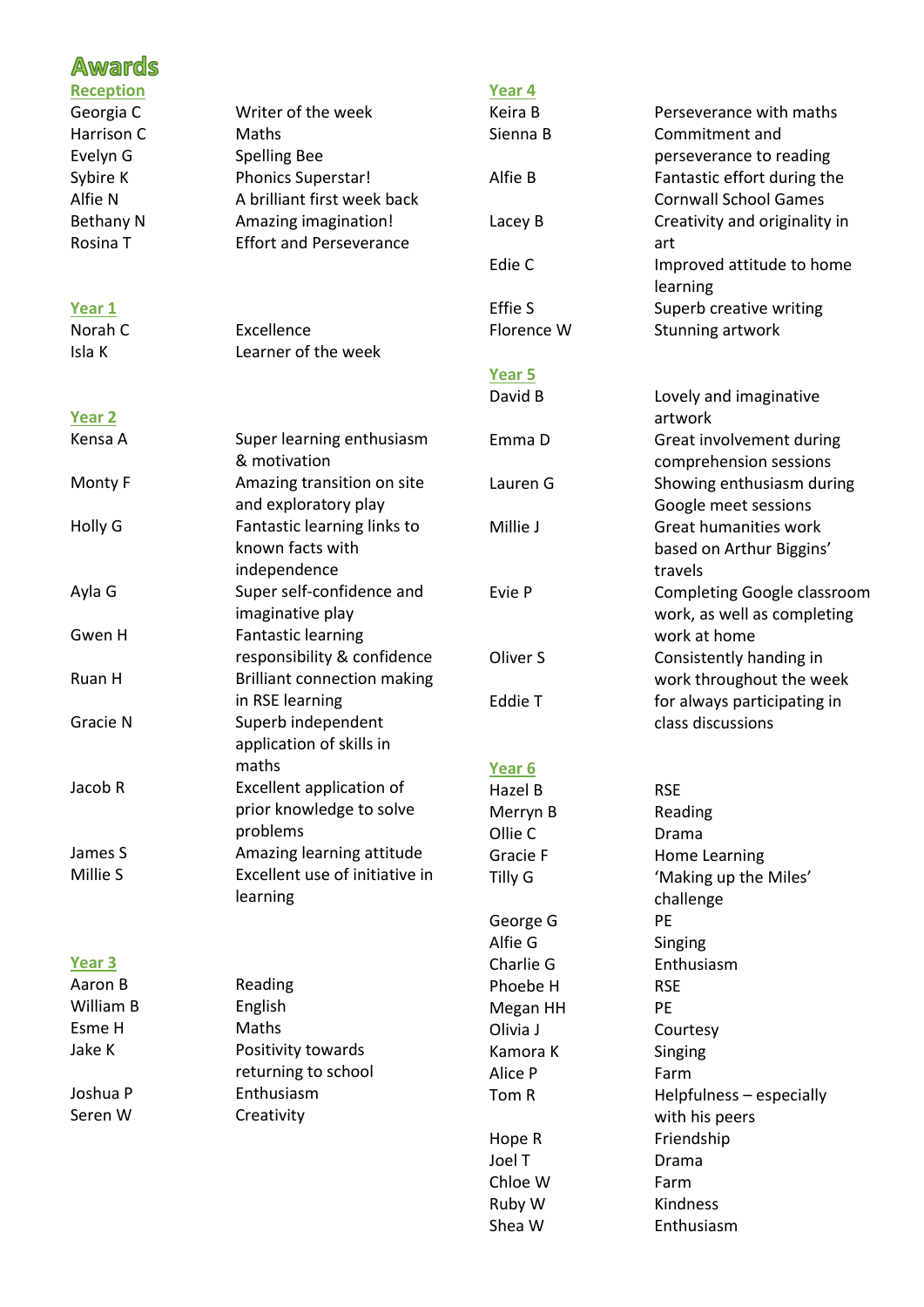# Awards

## Reception

| | |
|---|---|
| Georgia C | Writer of the week |
| Harrison C | Maths |
| Evelyn G | Spelling Bee |
| Sybire K | Phonics Superstar! |
| Alfie N | A brilliant first week back |
| Bethany N | Amazing imagination! |
| Rosina T | Effort and Perseverance |

## Year 1

| | |
|---|---|
| Norah C | Excellence |
| Isla K | Learner of the week |

## Year 2

| | |
|---|---|
| Kensa A | Super learning enthusiasm & motivation |
| Monty F | Amazing transition on site and exploratory play |
| Holly G | Fantastic learning links to known facts with independence |
| Ayla G | Super self-confidence and imaginative play |
| Gwen H | Fantastic learning responsibility & confidence |
| Ruan H | Brilliant connection making in RSE learning |
| Gracie N | Superb independent application of skills in maths |
| Jacob R | Excellent application of prior knowledge to solve problems |
| James S | Amazing learning attitude |
| Millie S | Excellent use of initiative in learning |

## Year 3

| | |
|---|---|
| Aaron B | Reading |
| William B | English |
| Esme H | Maths |
| Jake K | Positivity towards returning to school |
| Joshua P | Enthusiasm |
| Seren W | Creativity |

## Year 4

| | |
|---|---|
| Keira B | Perseverance with maths |
| Sienna B | Commitment and perseverance to reading |
| Alfie B | Fantastic effort during the Cornwall School Games |
| Lacey B | Creativity and originality in art |
| Edie C | Improved attitude to home learning |
| Effie S | Superb creative writing |
| Florence W | Stunning artwork |

## Year 5

| | |
|---|---|
| David B | Lovely and imaginative artwork |
| Emma D | Great involvement during comprehension sessions |
| Lauren G | Showing enthusiasm during Google meet sessions |
| Millie J | Great humanities work based on Arthur Biggins' travels |
| Evie P | Completing Google classroom work, as well as completing work at home |
| Oliver S | Consistently handing in work throughout the week |
| Eddie T | for always participating in class discussions |

## Year 6

| | |
|---|---|
| Hazel B | RSE |
| Merryn B | Reading |
| Ollie C | Drama |
| Gracie F | Home Learning |
| Tilly G | 'Making up the Miles' challenge |
| George G | PE |
| Alfie G | Singing |
| Charlie G | Enthusiasm |
| Phoebe H | RSE |
| Megan HH | PE |
| Olivia J | Courtesy |
| Kamora K | Singing |
| Alice P | Farm |
| Tom R | Helpfulness – especially with his peers |
| Hope R | Friendship |
| Joel T | Drama |
| Chloe W | Farm |
| Ruby W | Kindness |
| Shea W | Enthusiasm |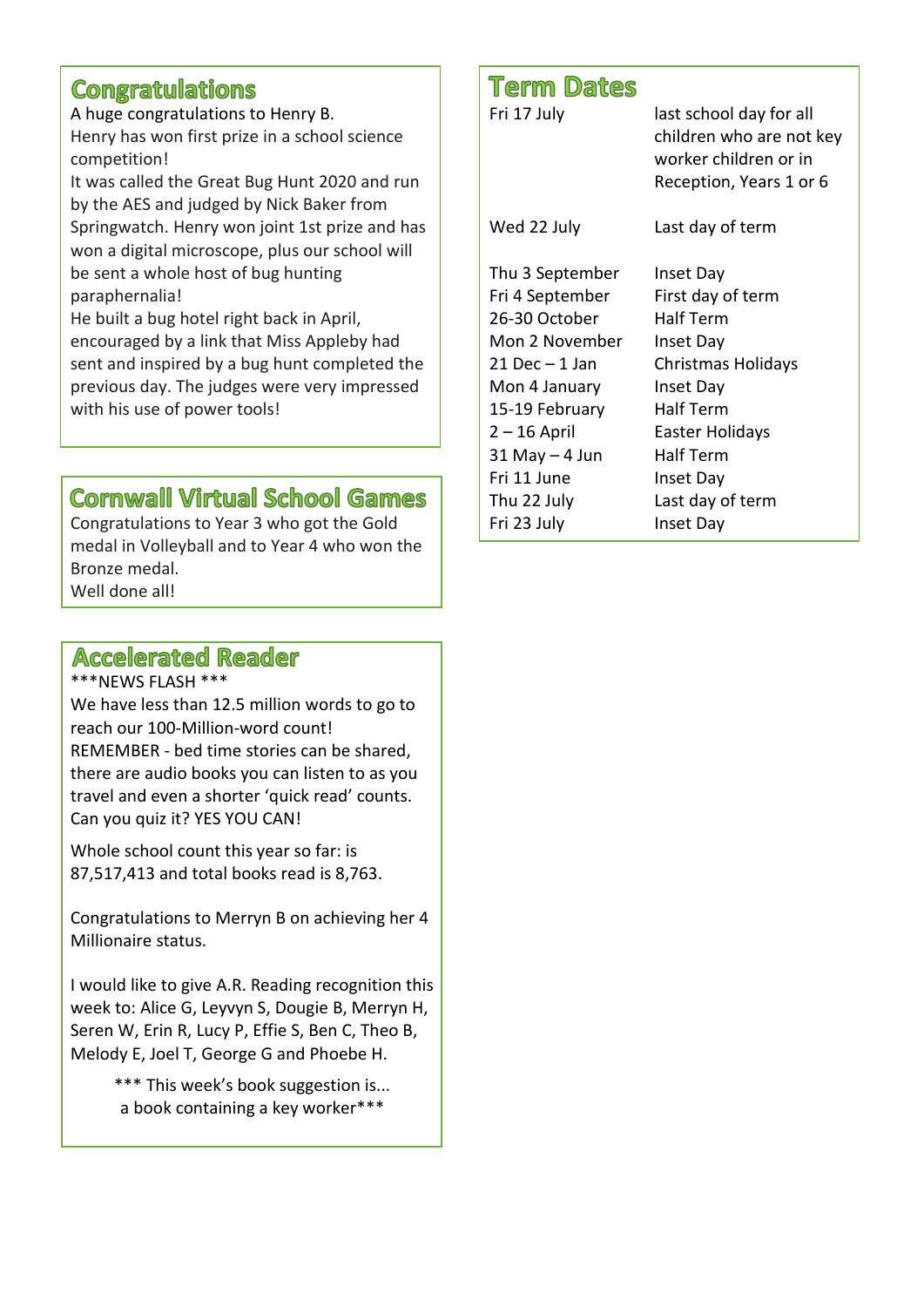## Congratulations

A huge congratulations to Henry B.
Henry has won first prize in a school science competition!
It was called the Great Bug Hunt 2020 and run by the AES and judged by Nick Baker from Springwatch. Henry won joint 1st prize and has won a digital microscope, plus our school will be sent a whole host of bug hunting paraphernalia!
He built a bug hotel right back in April, encouraged by a link that Miss Appleby had sent and inspired by a bug hunt completed the previous day. The judges were very impressed with his use of power tools!

## Cornwall Virtual School Games

Congratulations to Year 3 who got the Gold medal in Volleyball and to Year 4 who won the Bronze medal.
Well done all!

## Accelerated Reader

***NEWS FLASH ***
We have less than 12.5 million words to go to reach our 100-Million-word count!
REMEMBER - bed time stories can be shared, there are audio books you can listen to as you travel and even a shorter 'quick read' counts. Can you quiz it? YES YOU CAN!

Whole school count this year so far: is 87,517,413 and total books read is 8,763.

Congratulations to Merryn B on achieving her 4 Millionaire status.

I would like to give A.R. Reading recognition this week to: Alice G, Leyvyn S, Dougie B, Merryn H, Seren W, Erin R, Lucy P, Effie S, Ben C, Theo B, Melody E, Joel T, George G and Phoebe H.

*** This week's book suggestion is...
a book containing a key worker***

## Term Dates

| | |
|---|---|
| Fri 17 July | last school day for all children who are not key worker children or in Reception, Years 1 or 6 |
| Wed 22 July | Last day of term |
| Thu 3 September | Inset Day |
| Fri 4 September | First day of term |
| 26-30 October | Half Term |
| Mon 2 November | Inset Day |
| 21 Dec – 1 Jan | Christmas Holidays |
| Mon 4 January | Inset Day |
| 15-19 February | Half Term |
| 2 – 16 April | Easter Holidays |
| 31 May – 4 Jun | Half Term |
| Fri 11 June | Inset Day |
| Thu 22 July | Last day of term |
| Fri 23 July | Inset Day |